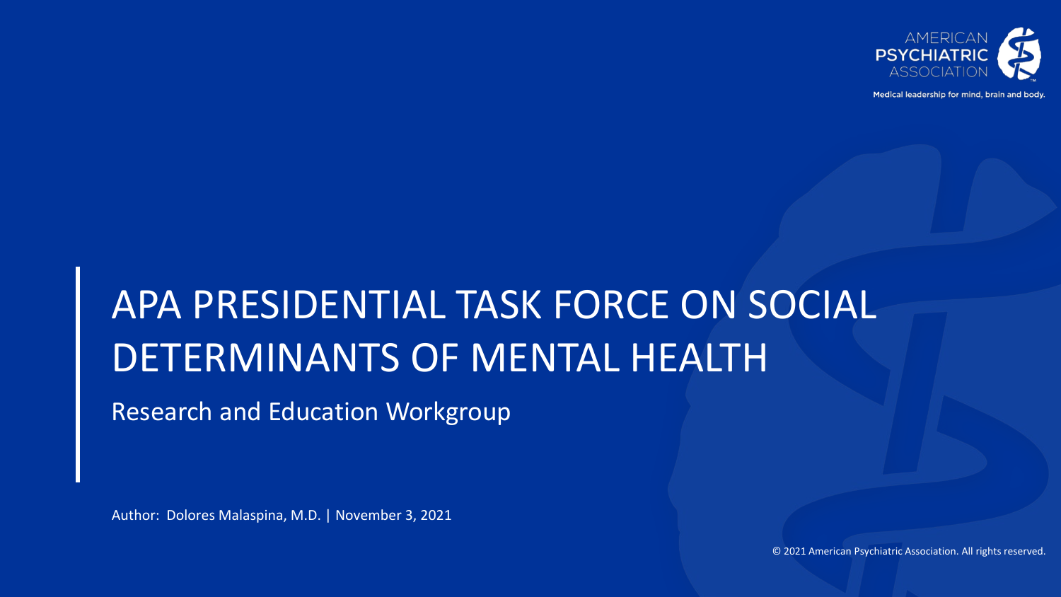# APA PRESIDENTIAL TASK FORCE ON SOCIAL DETERMINANTS OF MENTAL HEALTH

## Research and Education Workgroup

Author: Dolores Malaspina, M.D. | November 3, 2021

© 2021 American Psychiatric Association. All rights reserved.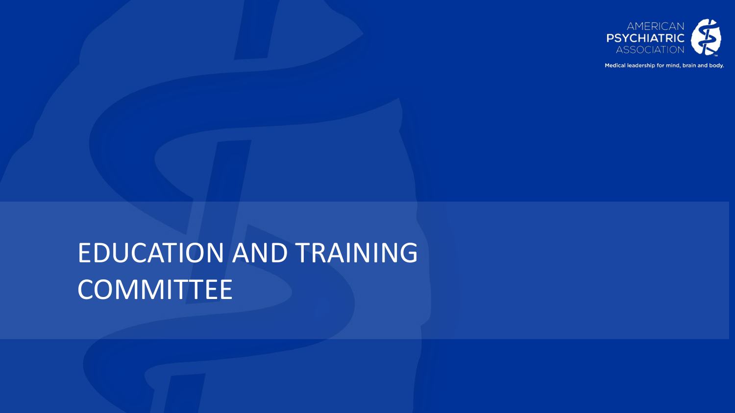# EDUCATION AND TRAINING COMMITTEE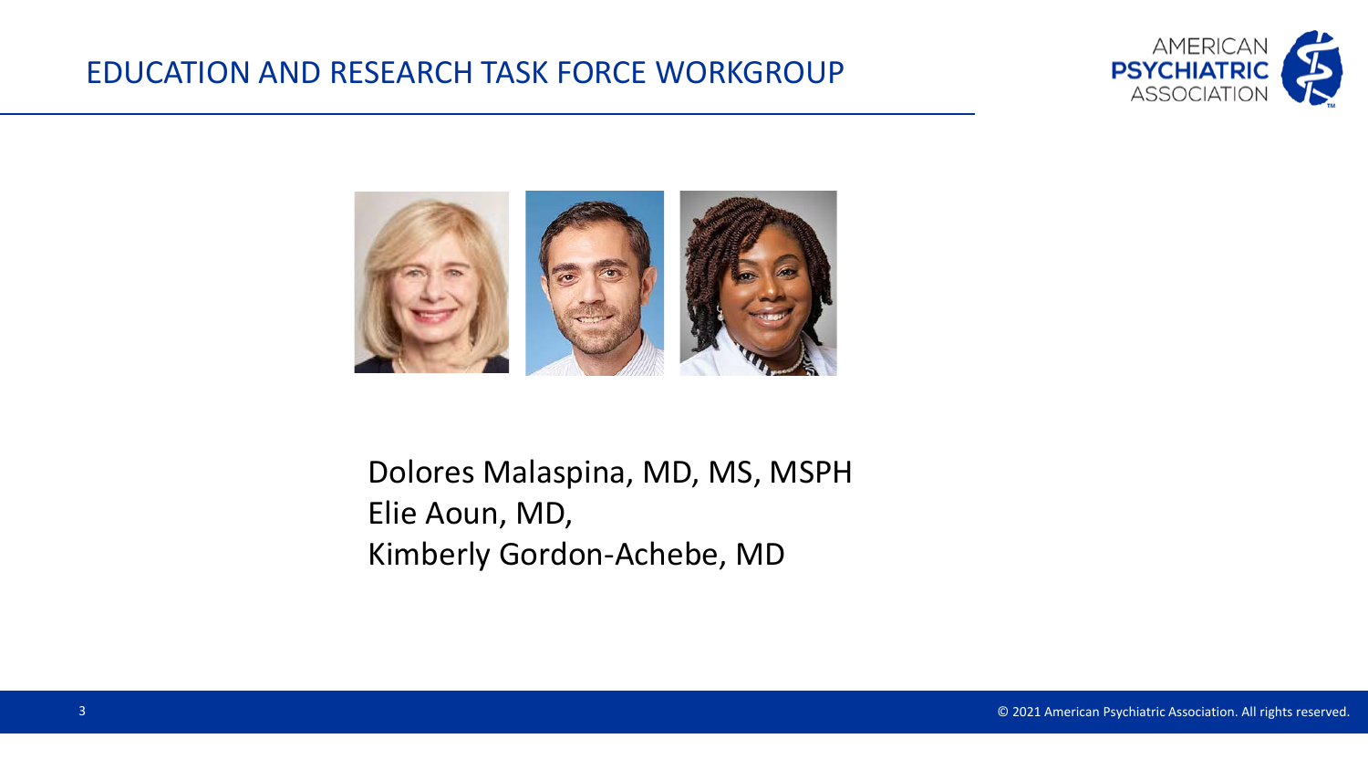# EDUCATION AND RESEARCH TASK FORCE WORKGROUP

Dolores Malaspina, MD, MS, MSPH
Elie Aoun, MD,
Kimberly Gordon-Achebe, MD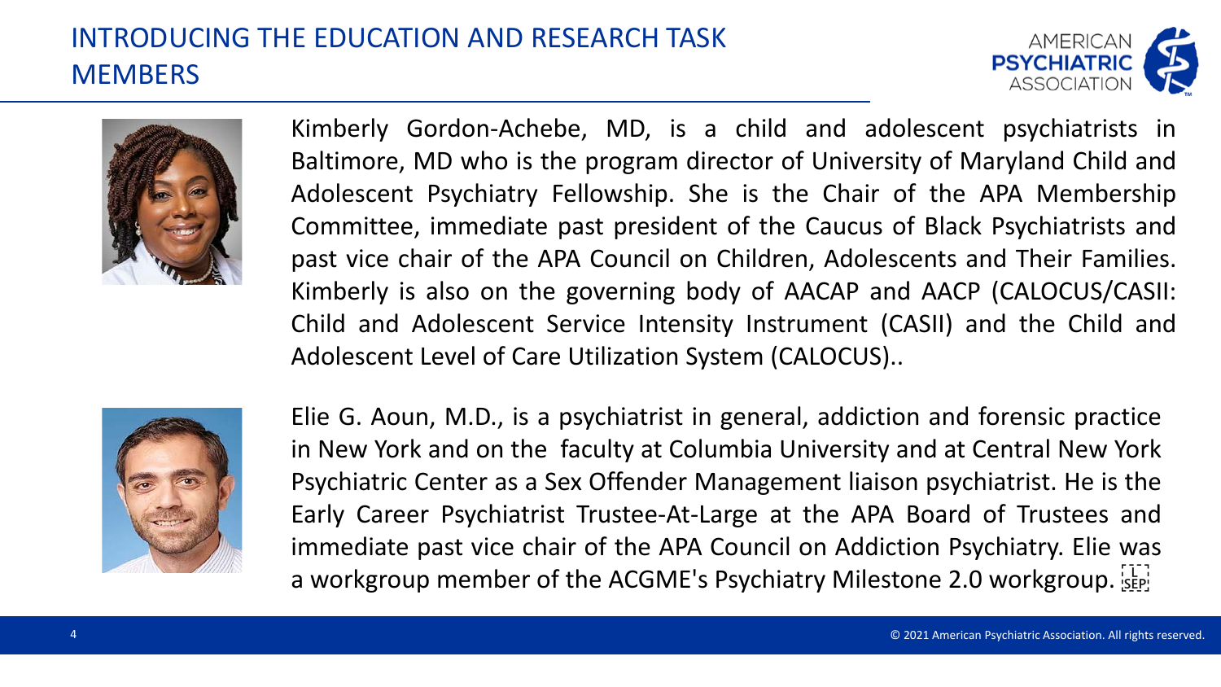# INTRODUCING THE EDUCATION AND RESEARCH TASK MEMBERS

Kimberly Gordon-Achebe, MD, is a child and adolescent psychiatrists in Baltimore, MD who is the program director of University of Maryland Child and Adolescent Psychiatry Fellowship. She is the Chair of the APA Membership Committee, immediate past president of the Caucus of Black Psychiatrists and past vice chair of the APA Council on Children, Adolescents and Their Families. Kimberly is also on the governing body of AACAP and AACP (CALOCUS/CASII: Child and Adolescent Service Intensity Instrument (CASII) and the Child and Adolescent Level of Care Utilization System (CALOCUS)..

Elie G. Aoun, M.D., is a psychiatrist in general, addiction and forensic practice in New York and on the faculty at Columbia University and at Central New York Psychiatric Center as a Sex Offender Management liaison psychiatrist. He is the Early Career Psychiatrist Trustee-At-Large at the APA Board of Trustees and immediate past vice chair of the APA Council on Addiction Psychiatry. Elie was a workgroup member of the ACGME's Psychiatry Milestone 2.0 workgroup.

© 2021 American Psychiatric Association. All rights reserved.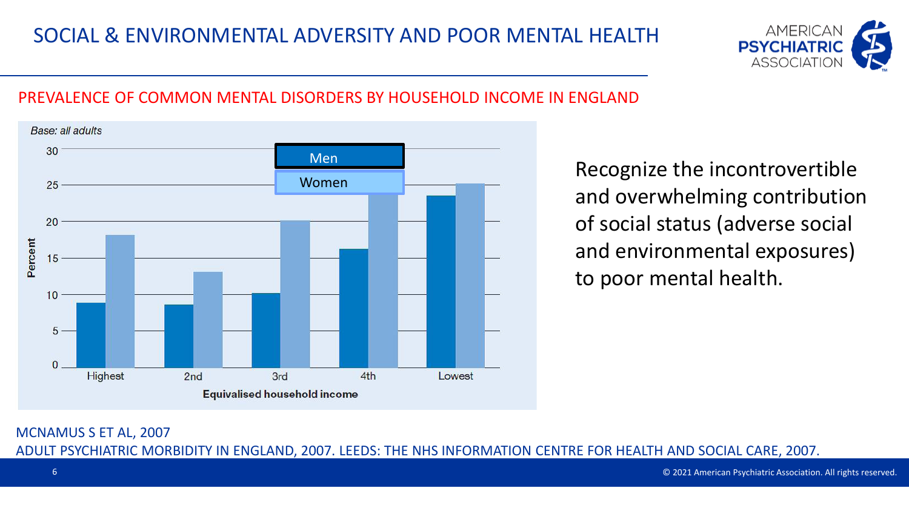# SOCIAL & ENVIRONMENTAL ADVERSITY AND POOR MENTAL HEALTH

## PREVALENCE OF COMMON MENTAL DISORDERS BY HOUSEHOLD INCOME IN ENGLAND

*Base: all adults*

Percent (0–30) by Equivalised household income: Highest, 2nd, 3rd, 4th, Lowest

Legend: Men, Women

Recognize the incontrovertible and overwhelming contribution of social status (adverse social and environmental exposures) to poor mental health.

MCNAMUS S ET AL, 2007

ADULT PSYCHIATRIC MORBIDITY IN ENGLAND, 2007. LEEDS: THE NHS INFORMATION CENTRE FOR HEALTH AND SOCIAL CARE, 2007.

© 2021 American Psychiatric Association. All rights reserved.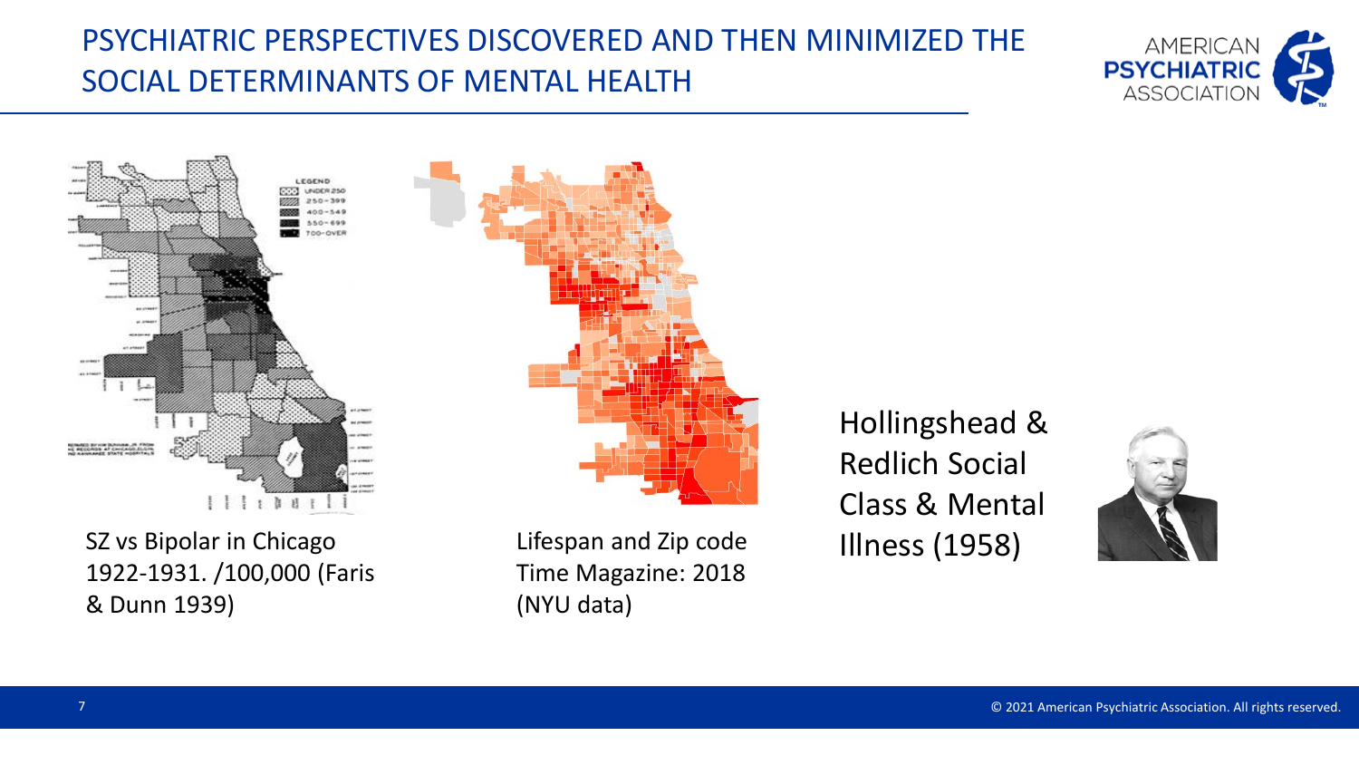# PSYCHIATRIC PERSPECTIVES DISCOVERED AND THEN MINIMIZED THE SOCIAL DETERMINANTS OF MENTAL HEALTH

SZ vs Bipolar in Chicago 1922-1931. /100,000 (Faris & Dunn 1939)

Lifespan and Zip code Time Magazine: 2018 (NYU data)

Hollingshead & Redlich Social Class & Mental Illness (1958)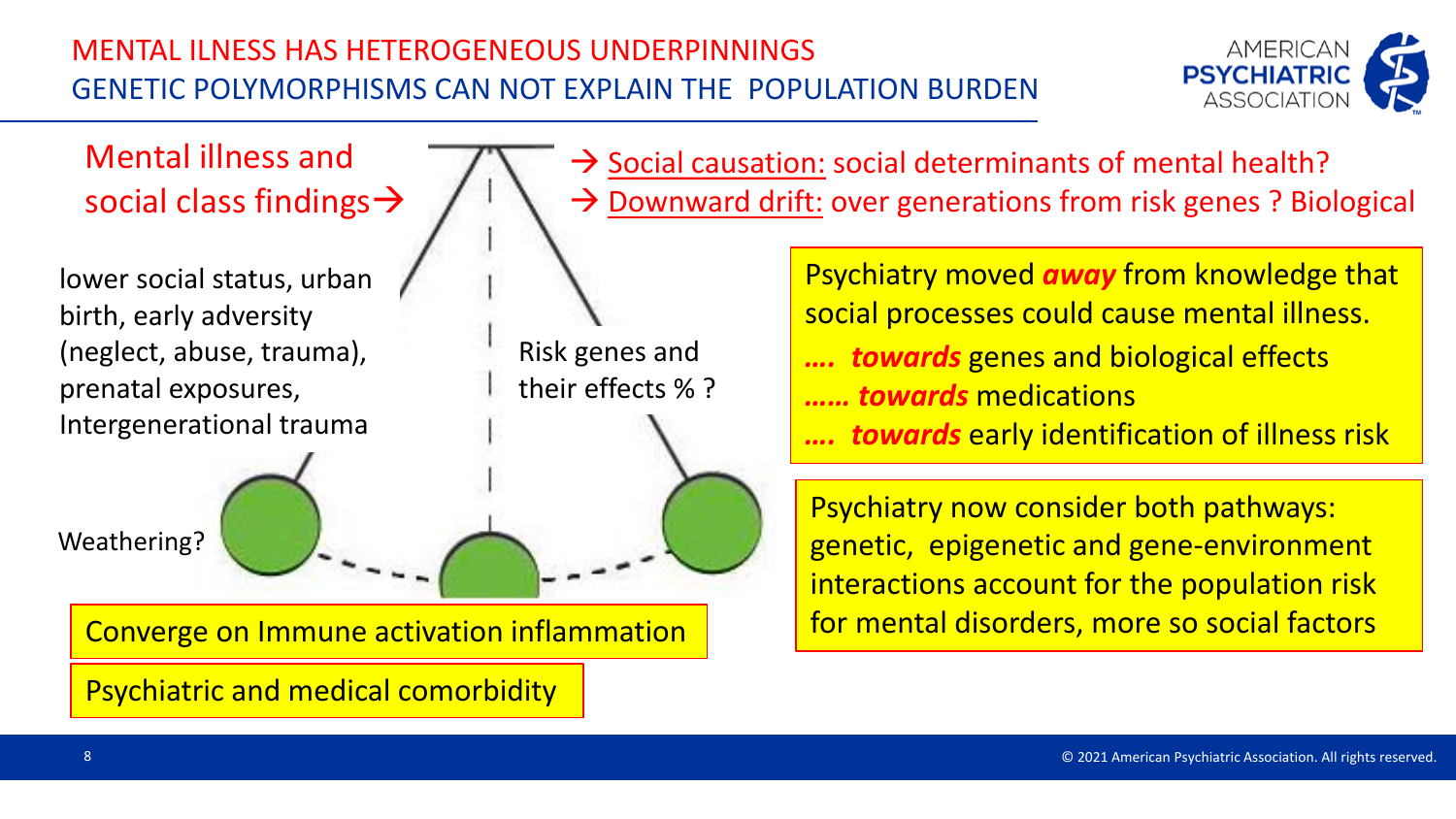# MENTAL ILNESS HAS HETEROGENEOUS UNDERPINNINGS
## GENETIC POLYMORPHISMS CAN NOT EXPLAIN THE POPULATION BURDEN

Mental illness and social class findings →

→ Social causation: social determinants of mental health?

→ Downward drift: over generations from risk genes ? Biological

lower social status, urban birth, early adversity (neglect, abuse, trauma), prenatal exposures, Intergenerational trauma

Risk genes and their effects % ?

Weathering?

Converge on Immune activation inflammation

Psychiatric and medical comorbidity

Psychiatry moved ***away*** from knowledge that social processes could cause mental illness.

***…. towards*** genes and biological effects

***…… towards*** medications

***…. towards*** early identification of illness risk

Psychiatry now consider both pathways: genetic, epigenetic and gene-environment interactions account for the population risk for mental disorders, more so social factors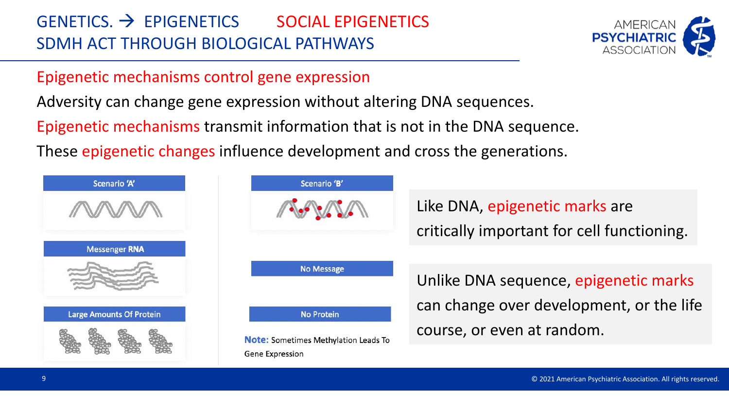# GENETICS. → EPIGENETICS SOCIAL EPIGENETICS

## SDMH ACT THROUGH BIOLOGICAL PATHWAYS

### Epigenetic mechanisms control gene expression

Adversity can change gene expression without altering DNA sequences.

Epigenetic mechanisms transmit information that is not in the DNA sequence.

These epigenetic changes influence development and cross the generations.

| Scenario 'A' | Scenario 'B' |
| --- | --- |
| Messenger RNA | No Message |
| Large Amounts Of Protein | No Protein |

**Note:** Sometimes Methylation Leads To Gene Expression

Like DNA, epigenetic marks are critically important for cell functioning.

Unlike DNA sequence, epigenetic marks can change over development, or the life course, or even at random.

© 2021 American Psychiatric Association. All rights reserved.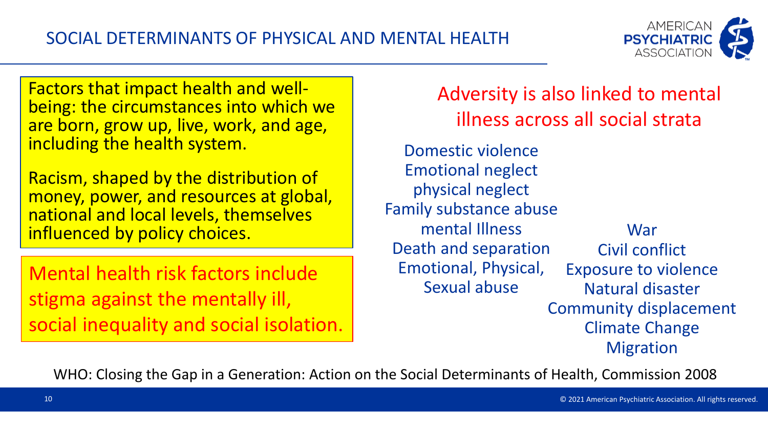# SOCIAL DETERMINANTS OF PHYSICAL AND MENTAL HEALTH

Factors that impact health and well-being: the circumstances into which we are born, grow up, live, work, and age, including the health system.

Racism, shaped by the distribution of money, power, and resources at global, national and local levels, themselves influenced by policy choices.

Mental health risk factors include stigma against the mentally ill, social inequality and social isolation.

## Adversity is also linked to mental illness across all social strata

- Domestic violence
- Emotional neglect
- physical neglect
- Family substance abuse
- mental Illness
- Death and separation
- Emotional, Physical, Sexual abuse

- War
- Civil conflict
- Exposure to violence
- Natural disaster
- Community displacement
- Climate Change
- Migration

WHO: Closing the Gap in a Generation: Action on the Social Determinants of Health, Commission 2008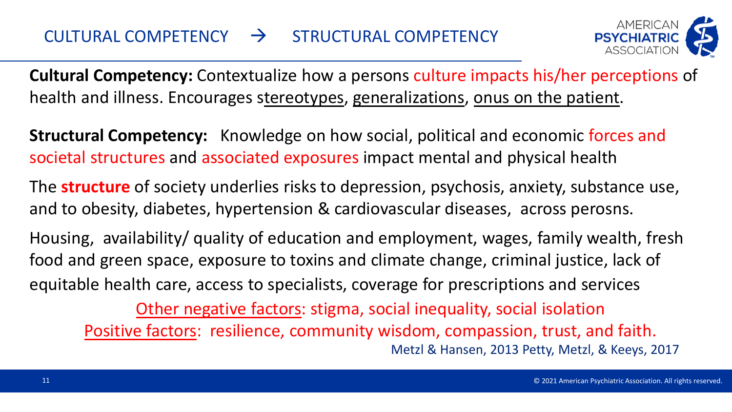# CULTURAL COMPETENCY → STRUCTURAL COMPETENCY

**Cultural Competency:** Contextualize how a persons culture impacts his/her perceptions of health and illness. Encourages stereotypes, generalizations, onus on the patient.

**Structural Competency:** Knowledge on how social, political and economic forces and societal structures and associated exposures impact mental and physical health

The **structure** of society underlies risks to depression, psychosis, anxiety, substance use, and to obesity, diabetes, hypertension & cardiovascular diseases, across perosns.

Housing, availability/ quality of education and employment, wages, family wealth, fresh food and green space, exposure to toxins and climate change, criminal justice, lack of equitable health care, access to specialists, coverage for prescriptions and services

Other negative factors: stigma, social inequality, social isolation

Positive factors: resilience, community wisdom, compassion, trust, and faith.

Metzl & Hansen, 2013 Petty, Metzl, & Keeys, 2017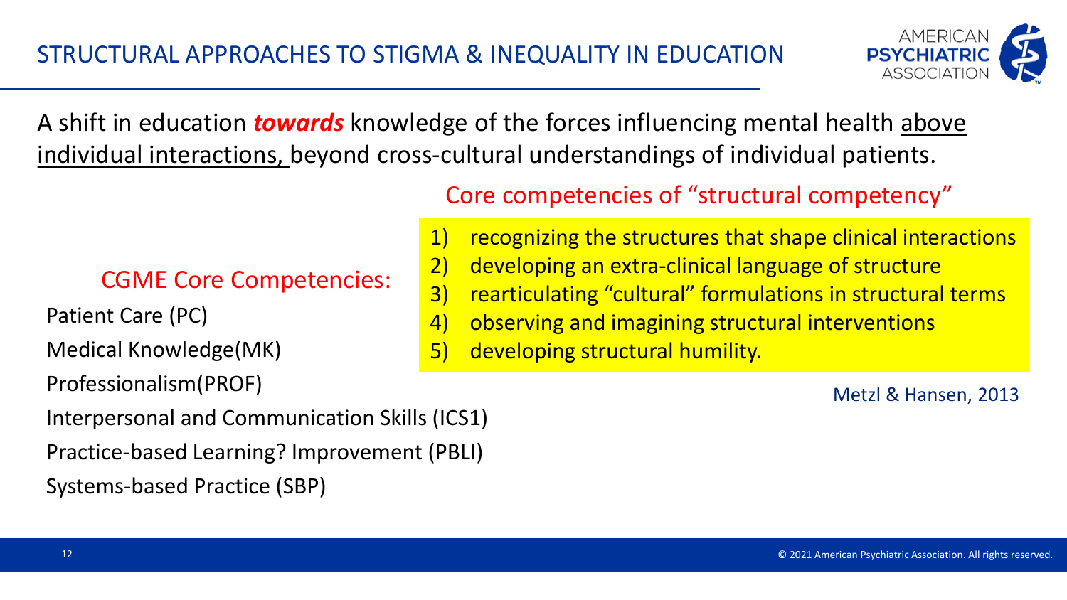# STRUCTURAL APPROACHES TO STIGMA & INEQUALITY IN EDUCATION

A shift in education ***towards*** knowledge of the forces influencing mental health above individual interactions, beyond cross-cultural understandings of individual patients.

## CGME Core Competencies:

- Patient Care (PC)
- Medical Knowledge(MK)
- Professionalism(PROF)
- Interpersonal and Communication Skills (ICS1)
- Practice-based Learning? Improvement (PBLI)
- Systems-based Practice (SBP)

## Core competencies of "structural competency"

1) recognizing the structures that shape clinical interactions
2) developing an extra-clinical language of structure
3) rearticulating "cultural" formulations in structural terms
4) observing and imagining structural interventions
5) developing structural humility.

Metzl & Hansen, 2013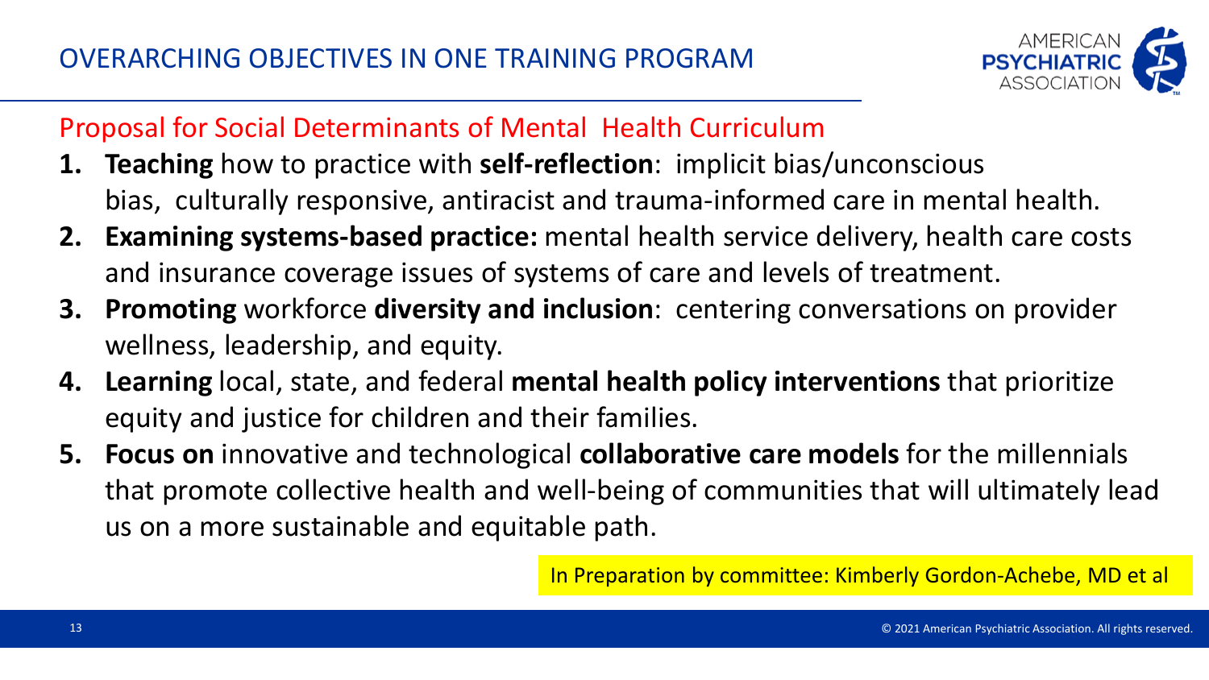# OVERARCHING OBJECTIVES IN ONE TRAINING PROGRAM

## Proposal for Social Determinants of Mental Health Curriculum

1. **Teaching** how to practice with **self-reflection**: implicit bias/unconscious bias, culturally responsive, antiracist and trauma-informed care in mental health.
2. **Examining systems-based practice:** mental health service delivery, health care costs and insurance coverage issues of systems of care and levels of treatment.
3. **Promoting** workforce **diversity and inclusion**: centering conversations on provider wellness, leadership, and equity.
4. **Learning** local, state, and federal **mental health policy interventions** that prioritize equity and justice for children and their families.
5. **Focus on** innovative and technological **collaborative care models** for the millennials that promote collective health and well-being of communities that will ultimately lead us on a more sustainable and equitable path.

In Preparation by committee: Kimberly Gordon-Achebe, MD et al

© 2021 American Psychiatric Association. All rights reserved.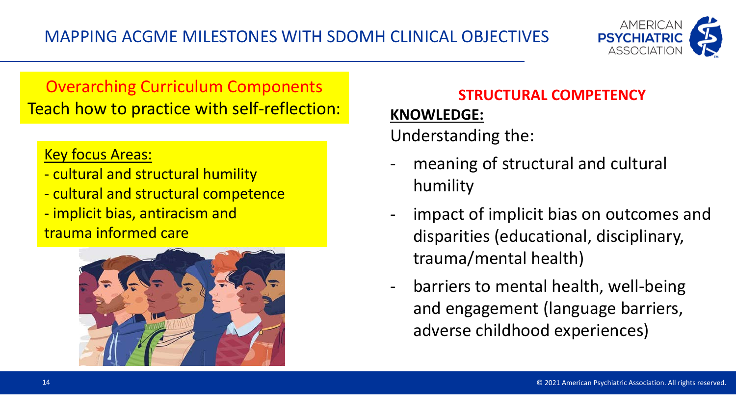# MAPPING ACGME MILESTONES WITH SDOMH CLINICAL OBJECTIVES

Overarching Curriculum Components
Teach how to practice with self-reflection:

Key focus Areas:

- cultural and structural humility
- cultural and structural competence
- implicit bias, antiracism and trauma informed care

## STRUCTURAL COMPETENCY

**KNOWLEDGE:**

Understanding the:

- meaning of structural and cultural humility
- impact of implicit bias on outcomes and disparities (educational, disciplinary, trauma/mental health)
- barriers to mental health, well-being and engagement (language barriers, adverse childhood experiences)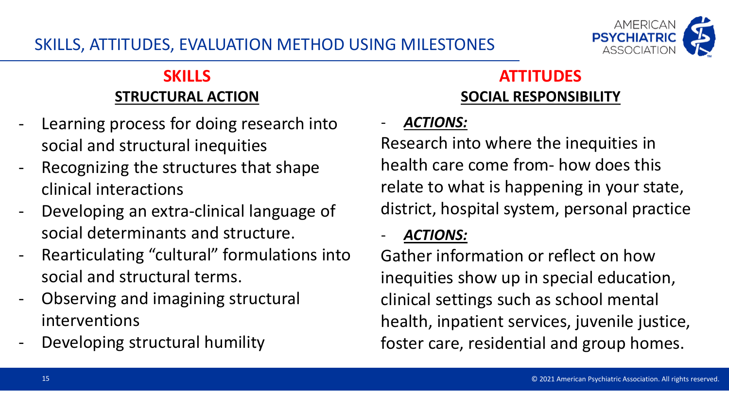# SKILLS, ATTITUDES, EVALUATION METHOD USING MILESTONES

## SKILLS

### STRUCTURAL ACTION

- Learning process for doing research into social and structural inequities
- Recognizing the structures that shape clinical interactions
- Developing an extra-clinical language of social determinants and structure.
- Rearticulating "cultural" formulations into social and structural terms.
- Observing and imagining structural interventions
- Developing structural humility

## ATTITUDES

### SOCIAL RESPONSIBILITY

- ***ACTIONS:***

Research into where the inequities in health care come from- how does this relate to what is happening in your state, district, hospital system, personal practice

- ***ACTIONS:***

Gather information or reflect on how inequities show up in special education, clinical settings such as school mental health, inpatient services, juvenile justice, foster care, residential and group homes.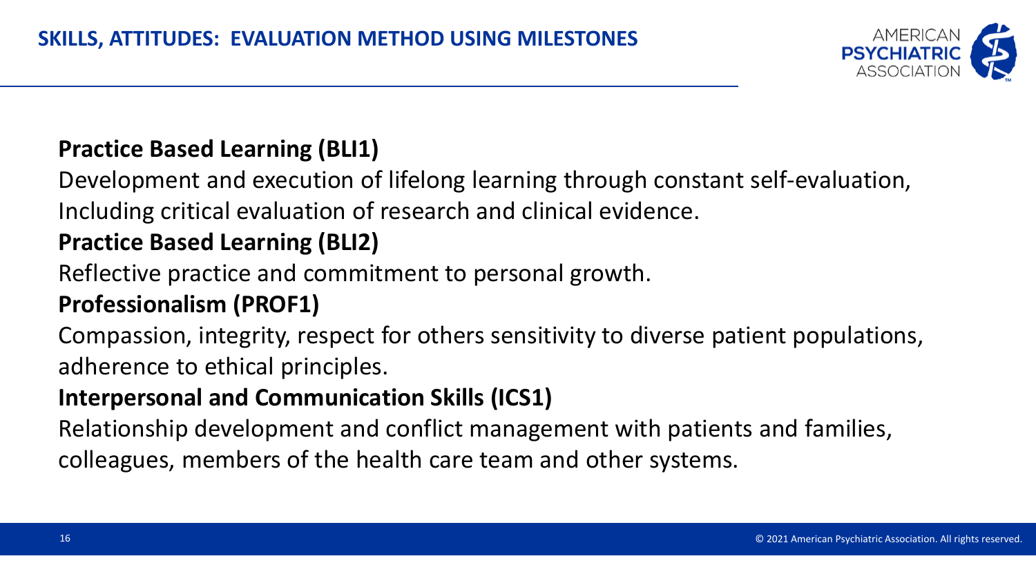## SKILLS, ATTITUDES: EVALUATION METHOD USING MILESTONES

**Practice Based Learning (BLI1)**

Development and execution of lifelong learning through constant self-evaluation, Including critical evaluation of research and clinical evidence.

**Practice Based Learning (BLI2)**

Reflective practice and commitment to personal growth.

**Professionalism (PROF1)**

Compassion, integrity, respect for others sensitivity to diverse patient populations, adherence to ethical principles.

**Interpersonal and Communication Skills (ICS1)**

Relationship development and conflict management with patients and families, colleagues, members of the health care team and other systems.

© 2021 American Psychiatric Association. All rights reserved.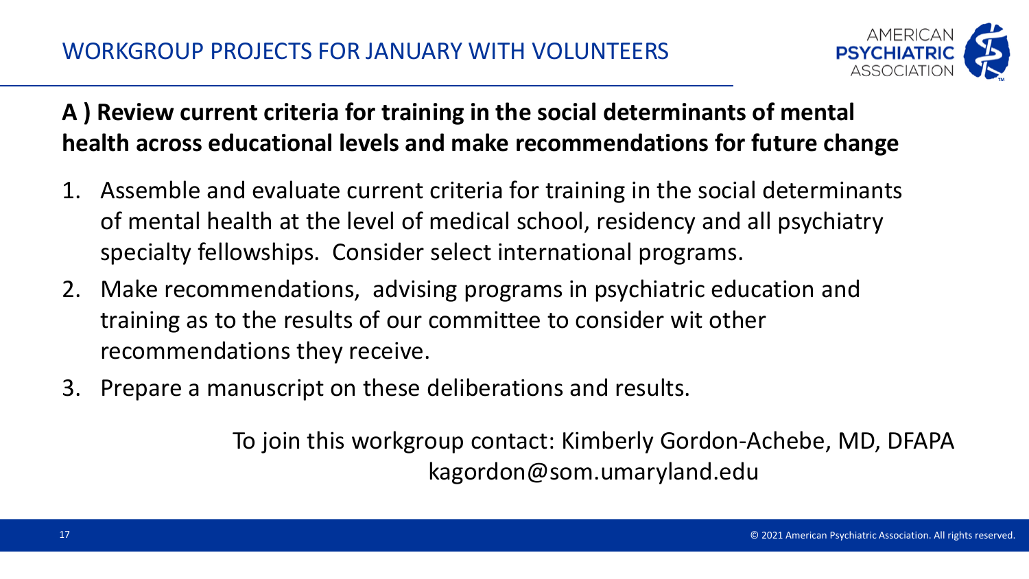## WORKGROUP PROJECTS FOR JANUARY WITH VOLUNTEERS

**A ) Review current criteria for training in the social determinants of mental health across educational levels and make recommendations for future change**

1. Assemble and evaluate current criteria for training in the social determinants of mental health at the level of medical school, residency and all psychiatry specialty fellowships. Consider select international programs.
2. Make recommendations, advising programs in psychiatric education and training as to the results of our committee to consider wit other recommendations they receive.
3. Prepare a manuscript on these deliberations and results.

To join this workgroup contact: Kimberly Gordon-Achebe, MD, DFAPA
kagordon@som.umaryland.edu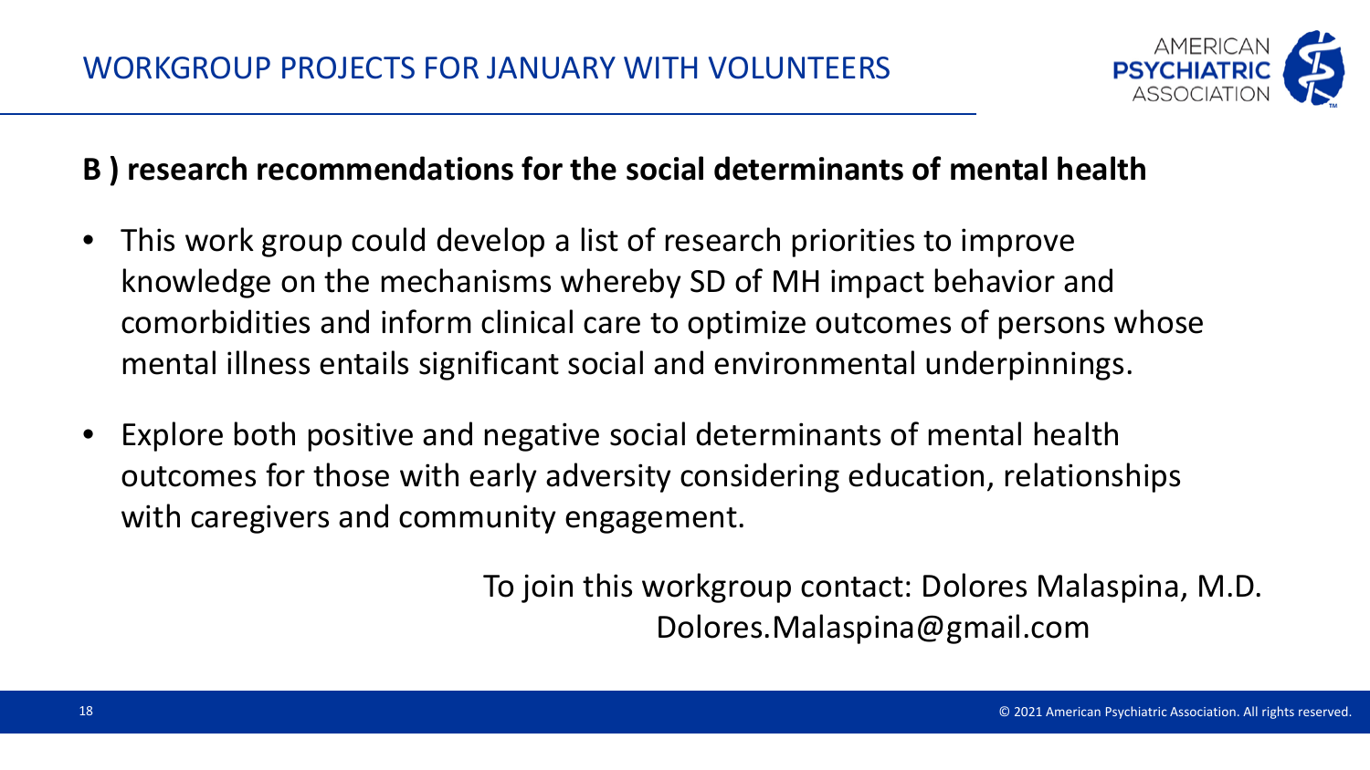## WORKGROUP PROJECTS FOR JANUARY WITH VOLUNTEERS

### B ) research recommendations for the social determinants of mental health

- This work group could develop a list of research priorities to improve knowledge on the mechanisms whereby SD of MH impact behavior and comorbidities and inform clinical care to optimize outcomes of persons whose mental illness entails significant social and environmental underpinnings.
- Explore both positive and negative social determinants of mental health outcomes for those with early adversity considering education, relationships with caregivers and community engagement.

To join this workgroup contact: Dolores Malaspina, M.D.
Dolores.Malaspina@gmail.com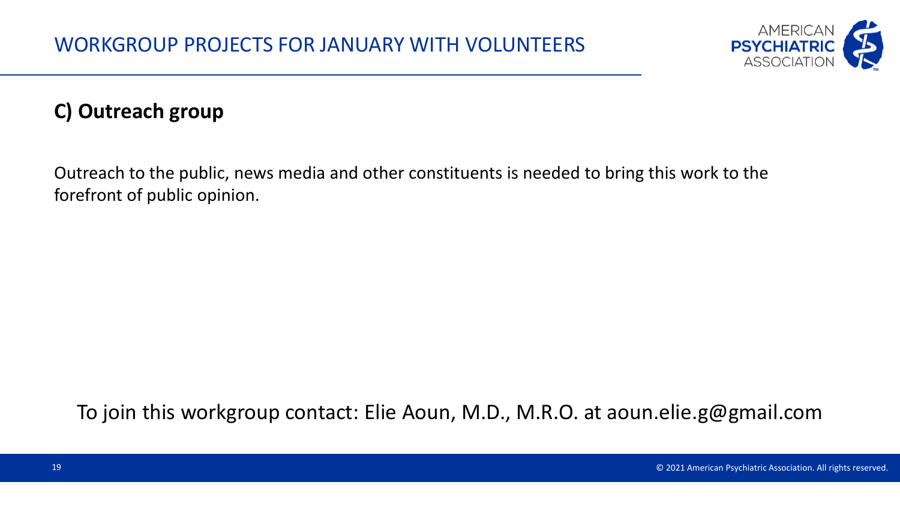# WORKGROUP PROJECTS FOR JANUARY WITH VOLUNTEERS

## C) Outreach group

Outreach to the public, news media and other constituents is needed to bring this work to the forefront of public opinion.

To join this workgroup contact: Elie Aoun, M.D., M.R.O. at aoun.elie.g@gmail.com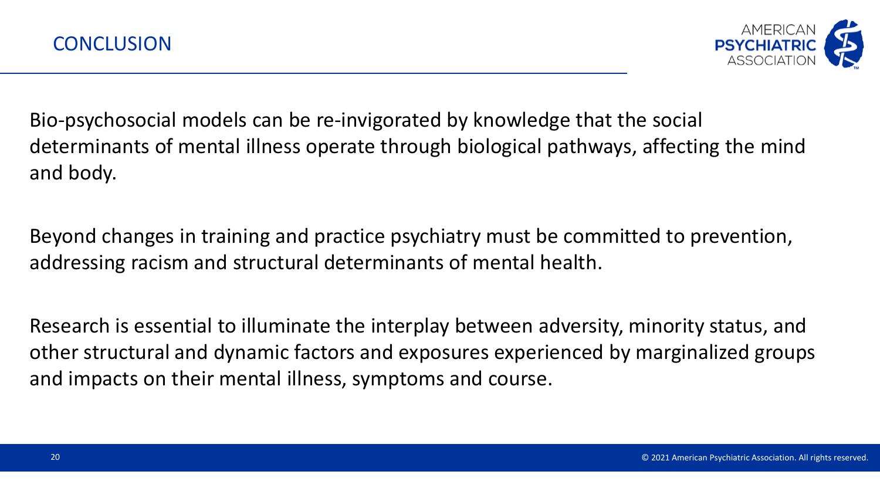## CONCLUSION

Bio-psychosocial models can be re-invigorated by knowledge that the social determinants of mental illness operate through biological pathways, affecting the mind and body.

Beyond changes in training and practice psychiatry must be committed to prevention, addressing racism and structural determinants of mental health.

Research is essential to illuminate the interplay between adversity, minority status, and other structural and dynamic factors and exposures experienced by marginalized groups and impacts on their mental illness, symptoms and course.